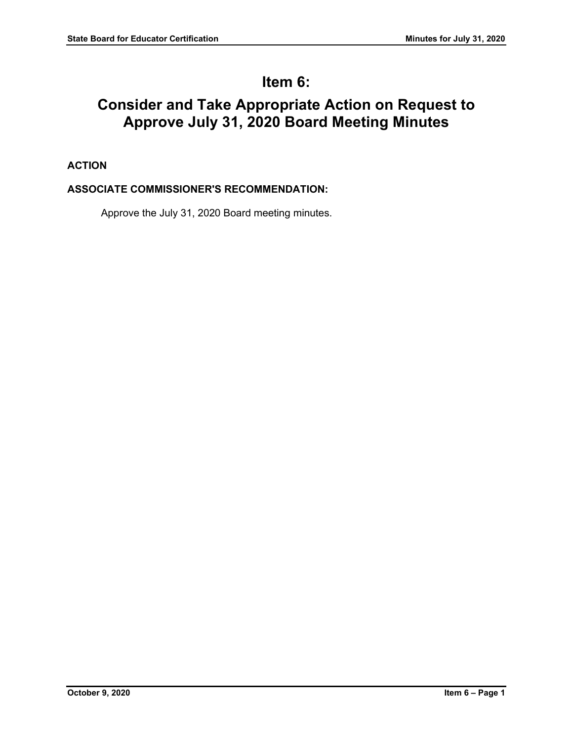# Item 6:

# Consider and Take Appropriate Action on Request to Approve July 31, 2020 Board Meeting Minutes

**ACTION**

**ASSOCIATE COMMISSIONER'S RECOMMENDATION:**

Approve the July 31, 2020 Board meeting minutes.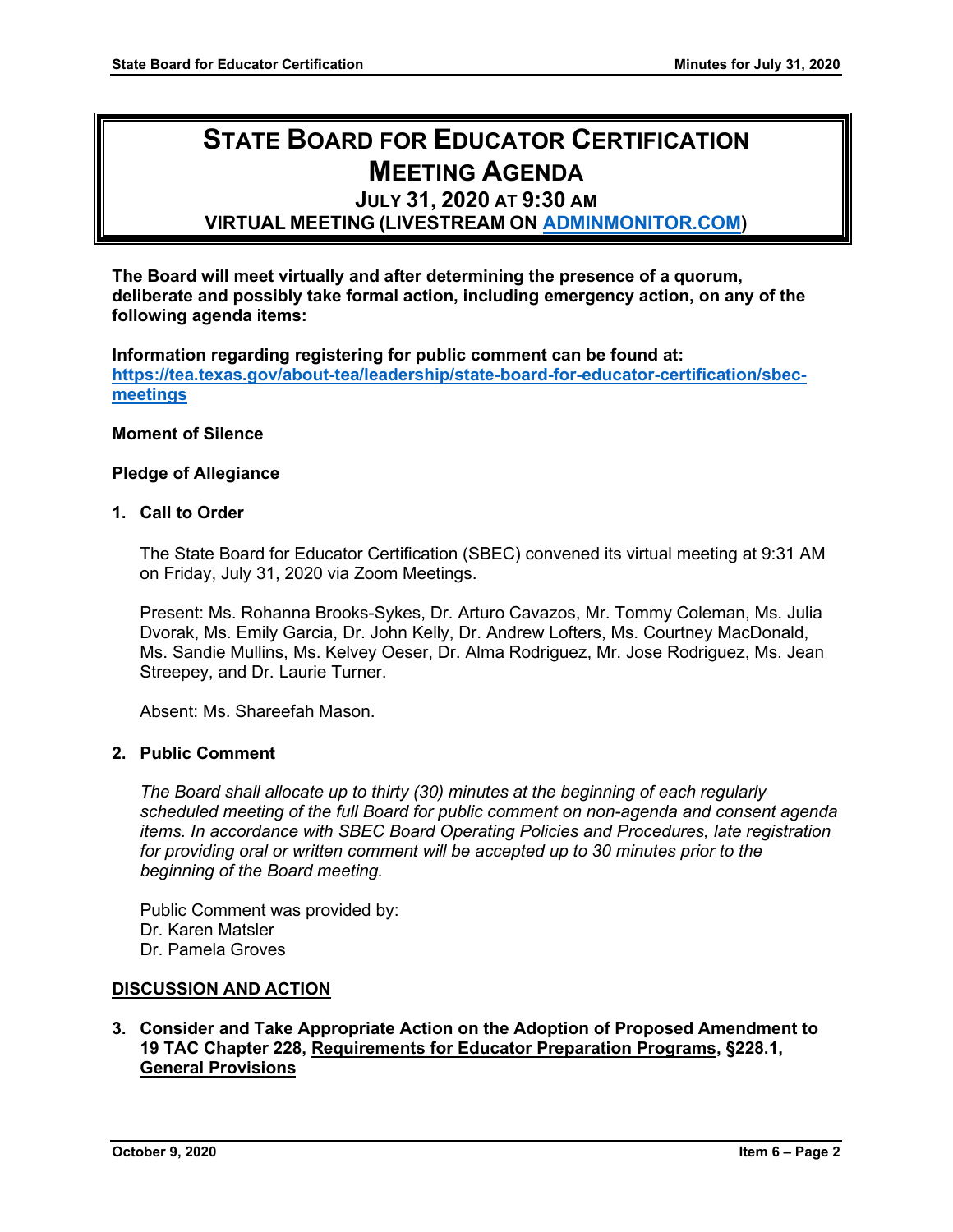# STATE BOARD FOR EDUCATOR CERTIFICATION MEETING AGENDA

### JULY 31, 2020 AT 9:30 AM

### VIRTUAL MEETING (LIVESTREAM ON ADMINMONITOR.COM)

**The Board will meet virtually and after determining the presence of a quorum, deliberate and possibly take formal action, including emergency action, on any of the following agenda items:**

**Information regarding registering for public comment can be found at: https://tea.texas.gov/about-tea/leadership/state-board-for-educator-certification/sbec-meetings**

**Moment of Silence**

**Pledge of Allegiance**

**1. Call to Order**

The State Board for Educator Certification (SBEC) convened its virtual meeting at 9:31 AM on Friday, July 31, 2020 via Zoom Meetings.

Present: Ms. Rohanna Brooks-Sykes, Dr. Arturo Cavazos, Mr. Tommy Coleman, Ms. Julia Dvorak, Ms. Emily Garcia, Dr. John Kelly, Dr. Andrew Lofters, Ms. Courtney MacDonald, Ms. Sandie Mullins, Ms. Kelvey Oeser, Dr. Alma Rodriguez, Mr. Jose Rodriguez, Ms. Jean Streepey, and Dr. Laurie Turner.

Absent: Ms. Shareefah Mason.

**2. Public Comment**

*The Board shall allocate up to thirty (30) minutes at the beginning of each regularly scheduled meeting of the full Board for public comment on non-agenda and consent agenda items. In accordance with SBEC Board Operating Policies and Procedures, late registration for providing oral or written comment will be accepted up to 30 minutes prior to the beginning of the Board meeting.*

Public Comment was provided by:
Dr. Karen Matsler
Dr. Pamela Groves

**DISCUSSION AND ACTION**

**3. Consider and Take Appropriate Action on the Adoption of Proposed Amendment to 19 TAC Chapter 228, Requirements for Educator Preparation Programs, §228.1, General Provisions**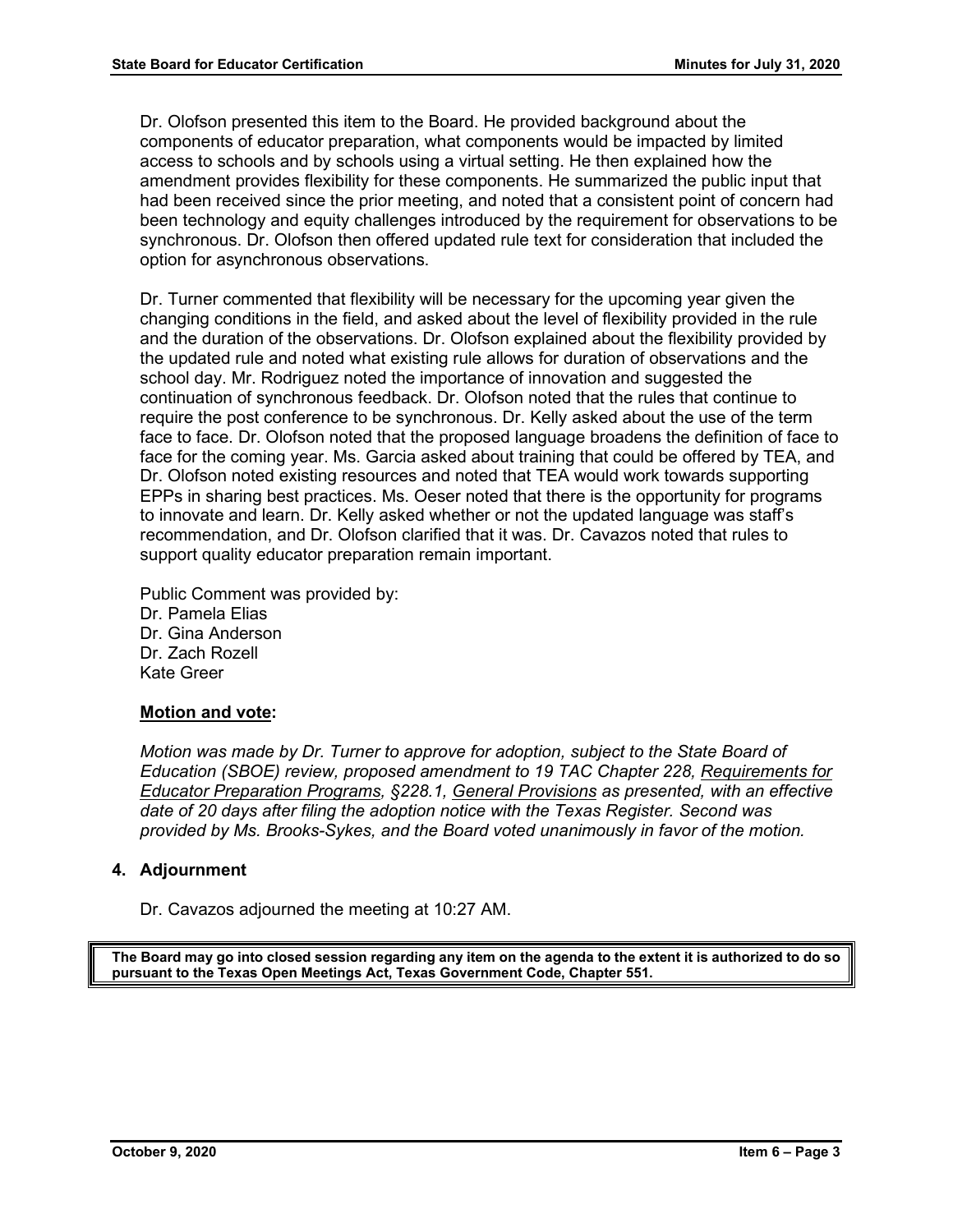Dr. Olofson presented this item to the Board. He provided background about the components of educator preparation, what components would be impacted by limited access to schools and by schools using a virtual setting. He then explained how the amendment provides flexibility for these components. He summarized the public input that had been received since the prior meeting, and noted that a consistent point of concern had been technology and equity challenges introduced by the requirement for observations to be synchronous. Dr. Olofson then offered updated rule text for consideration that included the option for asynchronous observations.

Dr. Turner commented that flexibility will be necessary for the upcoming year given the changing conditions in the field, and asked about the level of flexibility provided in the rule and the duration of the observations. Dr. Olofson explained about the flexibility provided by the updated rule and noted what existing rule allows for duration of observations and the school day. Mr. Rodriguez noted the importance of innovation and suggested the continuation of synchronous feedback. Dr. Olofson noted that the rules that continue to require the post conference to be synchronous. Dr. Kelly asked about the use of the term face to face. Dr. Olofson noted that the proposed language broadens the definition of face to face for the coming year. Ms. Garcia asked about training that could be offered by TEA, and Dr. Olofson noted existing resources and noted that TEA would work towards supporting EPPs in sharing best practices. Ms. Oeser noted that there is the opportunity for programs to innovate and learn. Dr. Kelly asked whether or not the updated language was staff's recommendation, and Dr. Olofson clarified that it was. Dr. Cavazos noted that rules to support quality educator preparation remain important.

Public Comment was provided by:
Dr. Pamela Elias
Dr. Gina Anderson
Dr. Zach Rozell
Kate Greer

**Motion and vote:**

*Motion was made by Dr. Turner to approve for adoption, subject to the State Board of Education (SBOE) review, proposed amendment to 19 TAC Chapter 228, Requirements for Educator Preparation Programs, §228.1, General Provisions as presented, with an effective date of 20 days after filing the adoption notice with the Texas Register. Second was provided by Ms. Brooks-Sykes, and the Board voted unanimously in favor of the motion.*

### 4. Adjournment

Dr. Cavazos adjourned the meeting at 10:27 AM.

**The Board may go into closed session regarding any item on the agenda to the extent it is authorized to do so pursuant to the Texas Open Meetings Act, Texas Government Code, Chapter 551.**